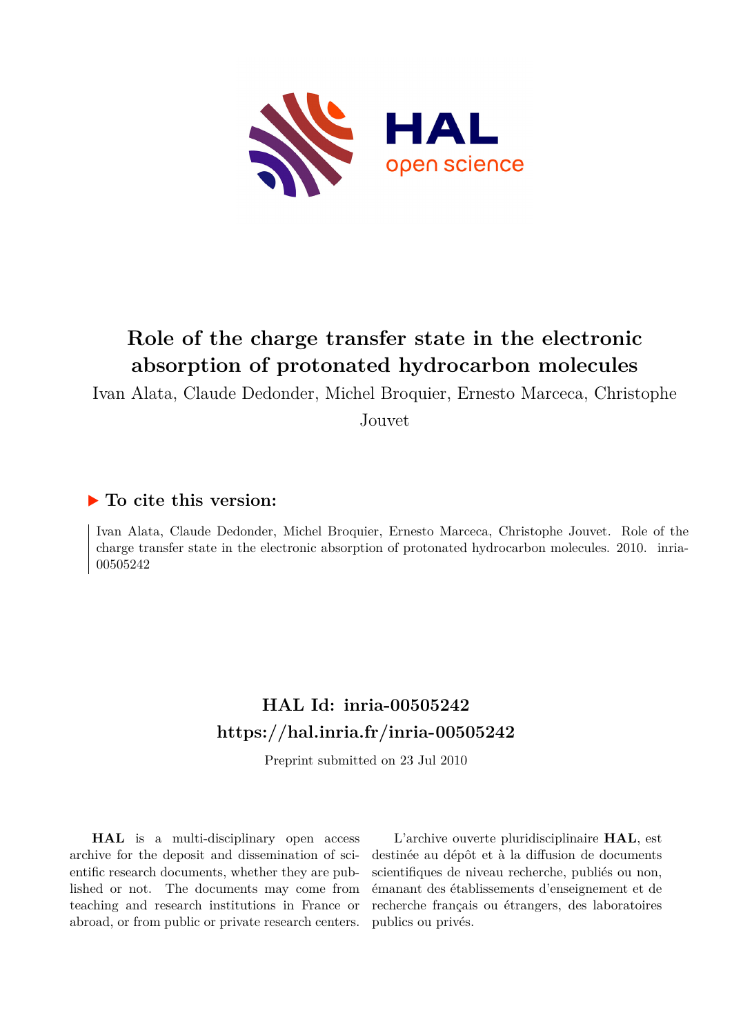# Role of the charge transfer state in the electronic absorption of protonated hydrocarbon molecules

Ivan Alata, Claude Dedonder, Michel Broquier, Ernesto Marceca, Christophe Jouvet

## ▶ To cite this version:

Ivan Alata, Claude Dedonder, Michel Broquier, Ernesto Marceca, Christophe Jouvet. Role of the charge transfer state in the electronic absorption of protonated hydrocarbon molecules. 2010. inria-00505242

## HAL Id: inria-00505242

## https://hal.inria.fr/inria-00505242

Preprint submitted on 23 Jul 2010

**HAL** is a multi-disciplinary open access archive for the deposit and dissemination of scientific research documents, whether they are published or not. The documents may come from teaching and research institutions in France or abroad, or from public or private research centers.

L'archive ouverte pluridisciplinaire **HAL**, est destinée au dépôt et à la diffusion de documents scientifiques de niveau recherche, publiés ou non, émanant des établissements d'enseignement et de recherche français ou étrangers, des laboratoires publics ou privés.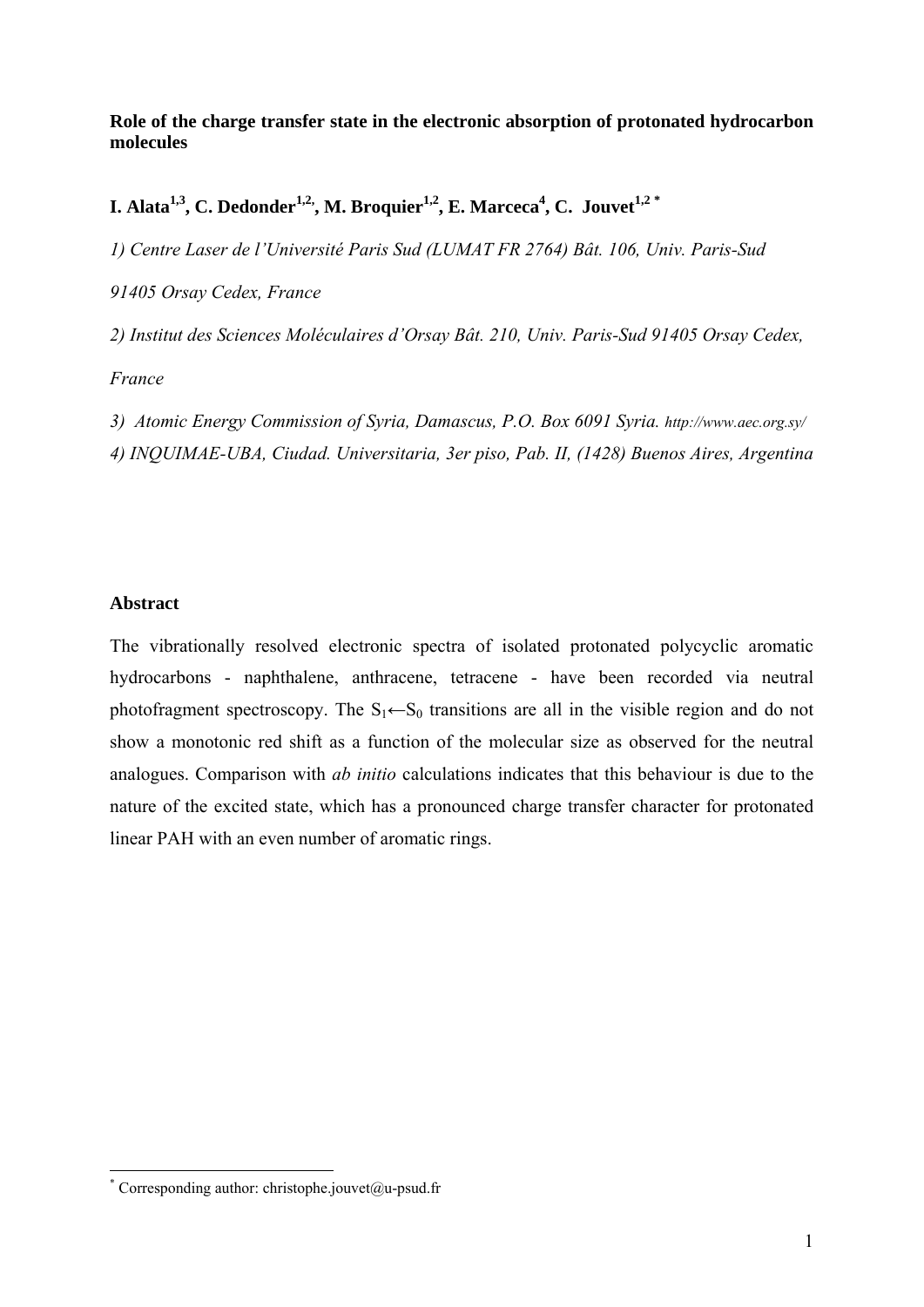**Role of the charge transfer state in the electronic absorption of protonated hydrocarbon molecules**

**I. Alata[1,3], C. Dedonder[1,2,], M. Broquier[1,2], E. Marceca[4], C. Jouvet[1,2 *]**

*1) Centre Laser de l'Université Paris Sud (LUMAT FR 2764) Bât. 106, Univ. Paris-Sud*

*91405 Orsay Cedex, France*

*2) Institut des Sciences Moléculaires d'Orsay Bât. 210, Univ. Paris-Sud 91405 Orsay Cedex,*

*France*

*3) Atomic Energy Commission of Syria, Damascus, P.O. Box 6091 Syria.* *http://www.aec.org.sy/*

*4) INQUIMAE-UBA, Ciudad. Universitaria, 3er piso, Pab. II, (1428) Buenos Aires, Argentina*

## Abstract

The vibrationally resolved electronic spectra of isolated protonated polycyclic aromatic hydrocarbons - naphthalene, anthracene, tetracene - have been recorded via neutral photofragment spectroscopy. The $S_1 \leftarrow S_0$ transitions are all in the visible region and do not show a monotonic red shift as a function of the molecular size as observed for the neutral analogues. Comparison with *ab initio* calculations indicates that this behaviour is due to the nature of the excited state, which has a pronounced charge transfer character for protonated linear PAH with an even number of aromatic rings.

[*] Corresponding author: christophe.jouvet@u-psud.fr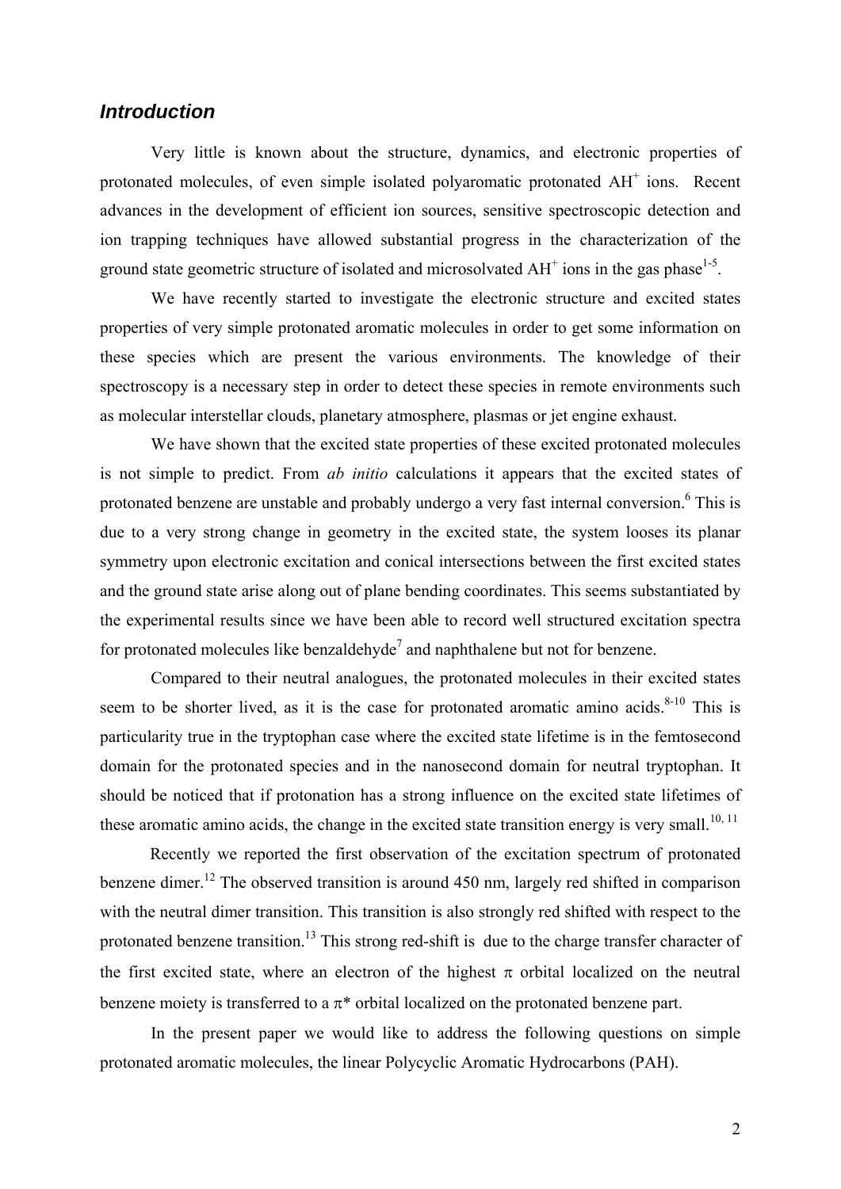## *Introduction*

Very little is known about the structure, dynamics, and electronic properties of protonated molecules, of even simple isolated polyaromatic protonated $AH^+$ ions. Recent advances in the development of efficient ion sources, sensitive spectroscopic detection and ion trapping techniques have allowed substantial progress in the characterization of the ground state geometric structure of isolated and microsolvated $AH^+$ ions in the gas phase[1-5].

We have recently started to investigate the electronic structure and excited states properties of very simple protonated aromatic molecules in order to get some information on these species which are present the various environments. The knowledge of their spectroscopy is a necessary step in order to detect these species in remote environments such as molecular interstellar clouds, planetary atmosphere, plasmas or jet engine exhaust.

We have shown that the excited state properties of these excited protonated molecules is not simple to predict. From *ab initio* calculations it appears that the excited states of protonated benzene are unstable and probably undergo a very fast internal conversion.[6] This is due to a very strong change in geometry in the excited state, the system looses its planar symmetry upon electronic excitation and conical intersections between the first excited states and the ground state arise along out of plane bending coordinates. This seems substantiated by the experimental results since we have been able to record well structured excitation spectra for protonated molecules like benzaldehyde[7] and naphthalene but not for benzene.

Compared to their neutral analogues, the protonated molecules in their excited states seem to be shorter lived, as it is the case for protonated aromatic amino acids.[8-10] This is particularity true in the tryptophan case where the excited state lifetime is in the femtosecond domain for the protonated species and in the nanosecond domain for neutral tryptophan. It should be noticed that if protonation has a strong influence on the excited state lifetimes of these aromatic amino acids, the change in the excited state transition energy is very small.[10, 11]

Recently we reported the first observation of the excitation spectrum of protonated benzene dimer.[12] The observed transition is around 450 nm, largely red shifted in comparison with the neutral dimer transition. This transition is also strongly red shifted with respect to the protonated benzene transition.[13] This strong red-shift is due to the charge transfer character of the first excited state, where an electron of the highest $\pi$ orbital localized on the neutral benzene moiety is transferred to a $\pi^*$ orbital localized on the protonated benzene part.

In the present paper we would like to address the following questions on simple protonated aromatic molecules, the linear Polycyclic Aromatic Hydrocarbons (PAH).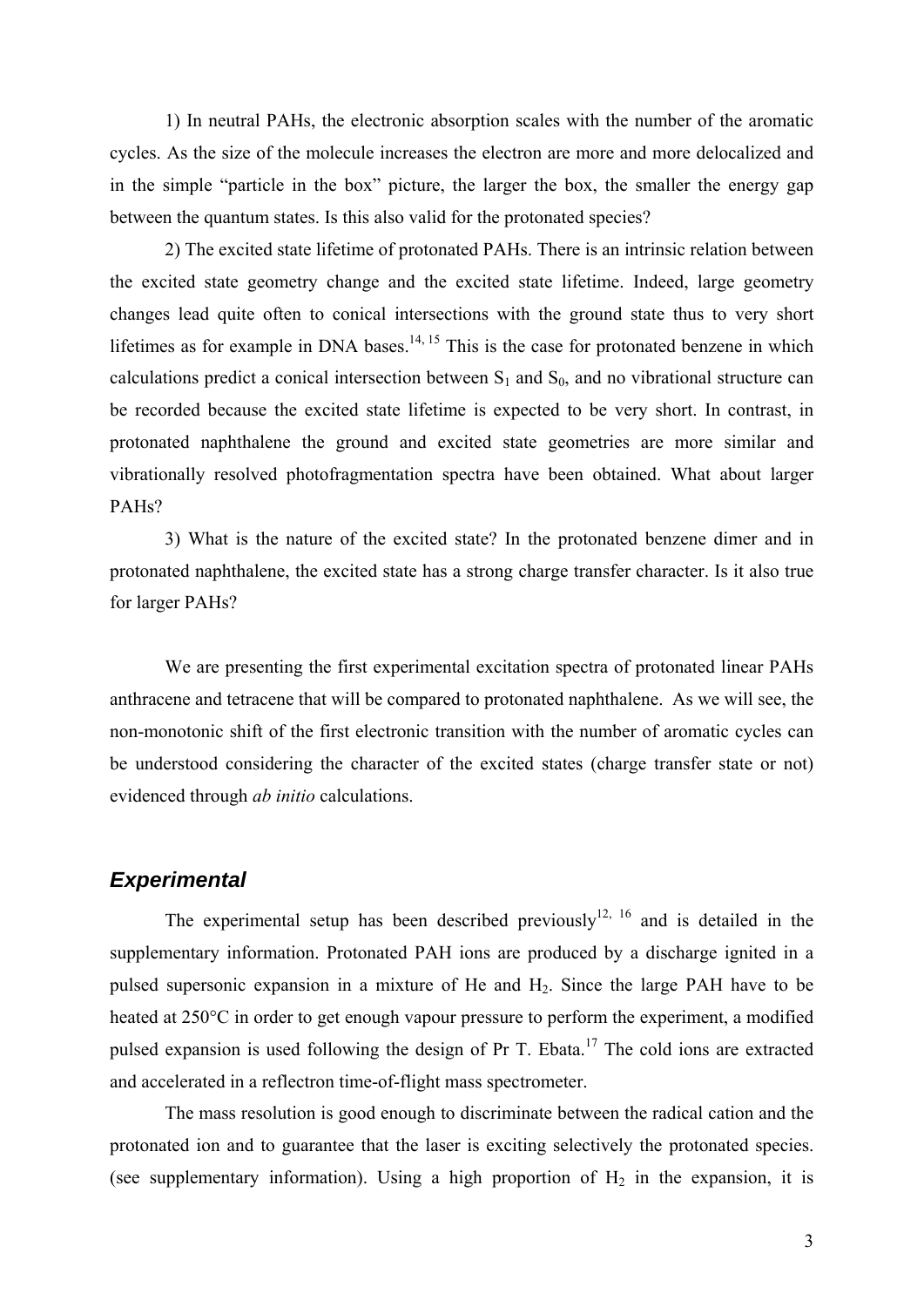1) In neutral PAHs, the electronic absorption scales with the number of the aromatic cycles. As the size of the molecule increases the electron are more and more delocalized and in the simple “particle in the box” picture, the larger the box, the smaller the energy gap between the quantum states. Is this also valid for the protonated species?

2) The excited state lifetime of protonated PAHs. There is an intrinsic relation between the excited state geometry change and the excited state lifetime. Indeed, large geometry changes lead quite often to conical intersections with the ground state thus to very short lifetimes as for example in DNA bases.[14, 15] This is the case for protonated benzene in which calculations predict a conical intersection between $S_1$ and $S_0$, and no vibrational structure can be recorded because the excited state lifetime is expected to be very short. In contrast, in protonated naphthalene the ground and excited state geometries are more similar and vibrationally resolved photofragmentation spectra have been obtained. What about larger PAHs?

3) What is the nature of the excited state? In the protonated benzene dimer and in protonated naphthalene, the excited state has a strong charge transfer character. Is it also true for larger PAHs?

We are presenting the first experimental excitation spectra of protonated linear PAHs anthracene and tetracene that will be compared to protonated naphthalene. As we will see, the non-monotonic shift of the first electronic transition with the number of aromatic cycles can be understood considering the character of the excited states (charge transfer state or not) evidenced through *ab initio* calculations.

## *Experimental*

The experimental setup has been described previously[12, 16] and is detailed in the supplementary information. Protonated PAH ions are produced by a discharge ignited in a pulsed supersonic expansion in a mixture of He and $H_2$. Since the large PAH have to be heated at 250°C in order to get enough vapour pressure to perform the experiment, a modified pulsed expansion is used following the design of Pr T. Ebata.[17] The cold ions are extracted and accelerated in a reflectron time-of-flight mass spectrometer.

The mass resolution is good enough to discriminate between the radical cation and the protonated ion and to guarantee that the laser is exciting selectively the protonated species. (see supplementary information). Using a high proportion of $H_2$ in the expansion, it is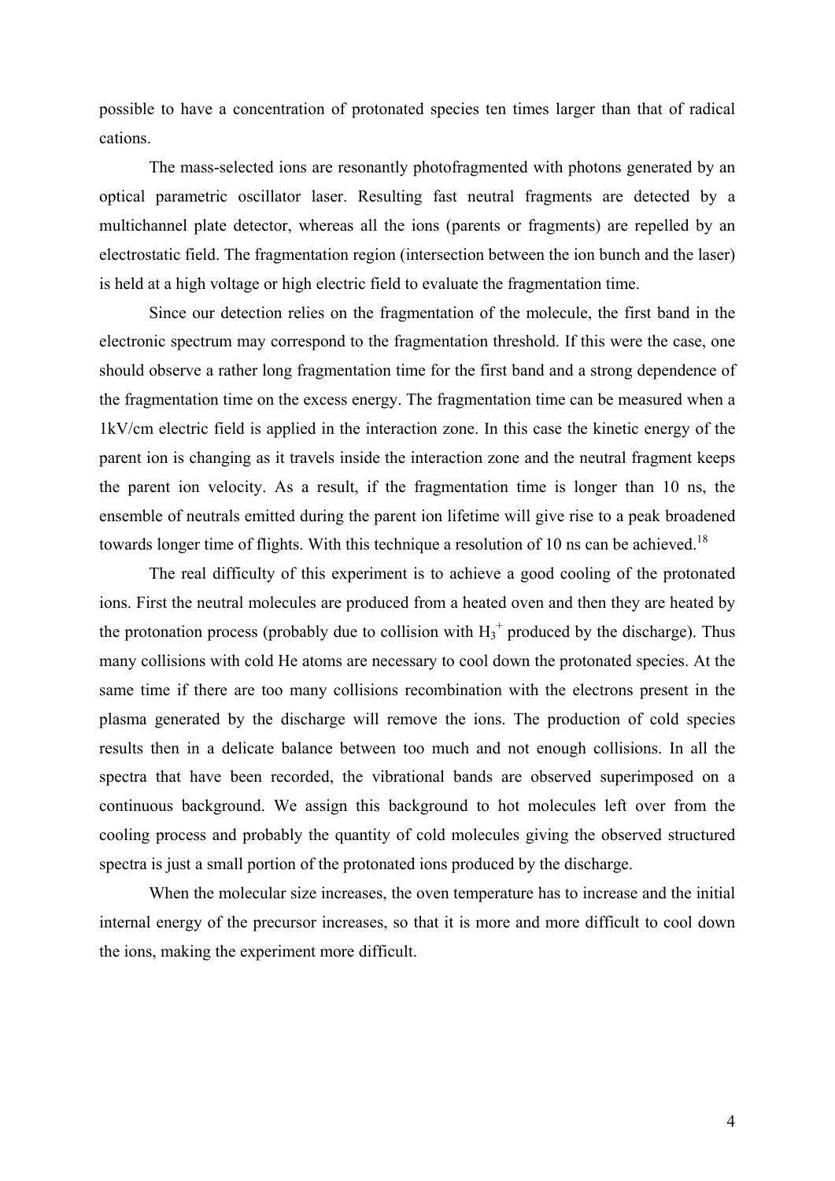possible to have a concentration of protonated species ten times larger than that of radical cations.

The mass-selected ions are resonantly photofragmented with photons generated by an optical parametric oscillator laser. Resulting fast neutral fragments are detected by a multichannel plate detector, whereas all the ions (parents or fragments) are repelled by an electrostatic field. The fragmentation region (intersection between the ion bunch and the laser) is held at a high voltage or high electric field to evaluate the fragmentation time.

Since our detection relies on the fragmentation of the molecule, the first band in the electronic spectrum may correspond to the fragmentation threshold. If this were the case, one should observe a rather long fragmentation time for the first band and a strong dependence of the fragmentation time on the excess energy. The fragmentation time can be measured when a 1kV/cm electric field is applied in the interaction zone. In this case the kinetic energy of the parent ion is changing as it travels inside the interaction zone and the neutral fragment keeps the parent ion velocity. As a result, if the fragmentation time is longer than 10 ns, the ensemble of neutrals emitted during the parent ion lifetime will give rise to a peak broadened towards longer time of flights. With this technique a resolution of 10 ns can be achieved.[18]

The real difficulty of this experiment is to achieve a good cooling of the protonated ions. First the neutral molecules are produced from a heated oven and then they are heated by the protonation process (probably due to collision with $H_3^+$ produced by the discharge). Thus many collisions with cold He atoms are necessary to cool down the protonated species. At the same time if there are too many collisions recombination with the electrons present in the plasma generated by the discharge will remove the ions. The production of cold species results then in a delicate balance between too much and not enough collisions. In all the spectra that have been recorded, the vibrational bands are observed superimposed on a continuous background. We assign this background to hot molecules left over from the cooling process and probably the quantity of cold molecules giving the observed structured spectra is just a small portion of the protonated ions produced by the discharge.

When the molecular size increases, the oven temperature has to increase and the initial internal energy of the precursor increases, so that it is more and more difficult to cool down the ions, making the experiment more difficult.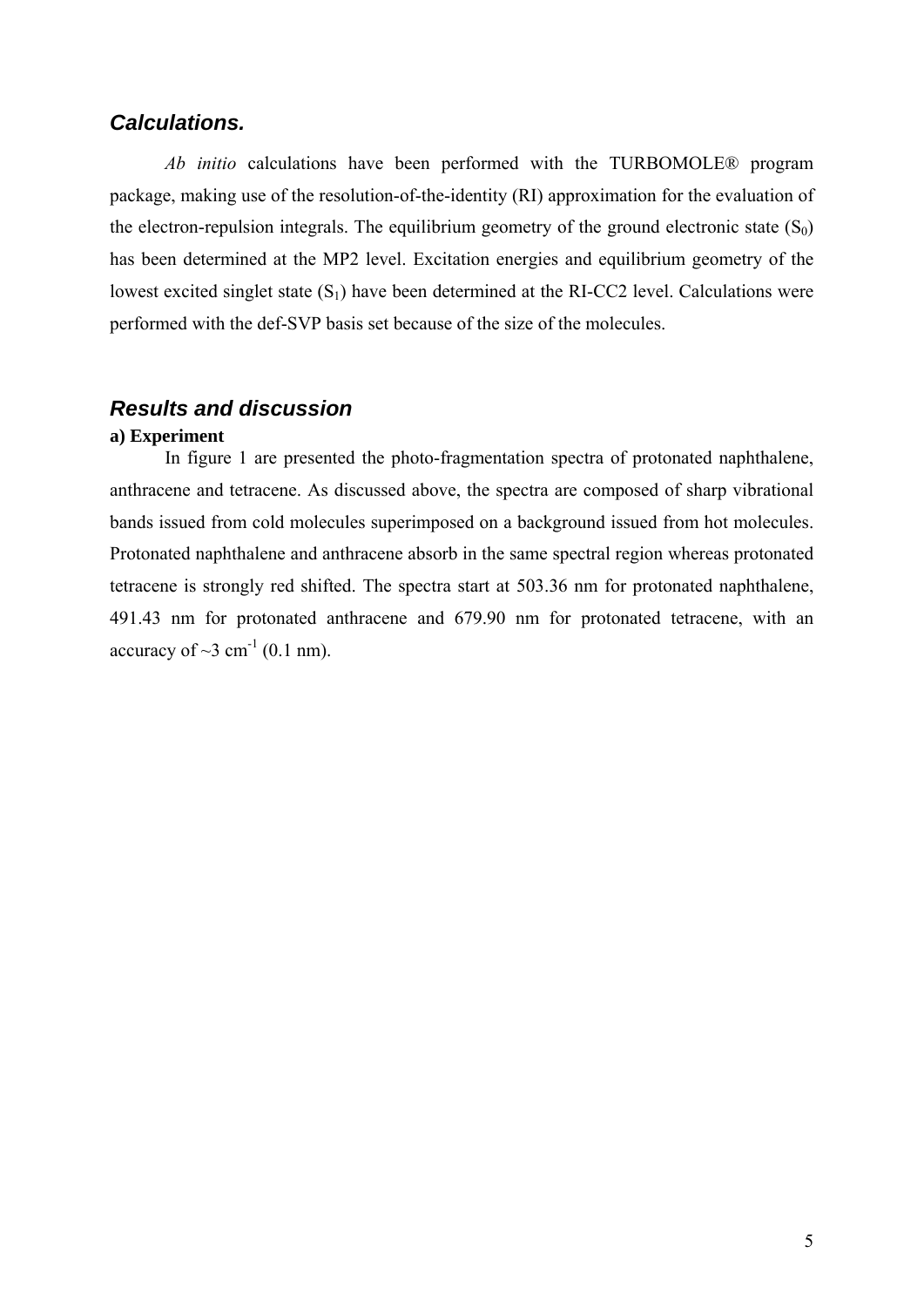## *Calculations.*

*Ab initio* calculations have been performed with the TURBOMOLE® program package, making use of the resolution-of-the-identity (RI) approximation for the evaluation of the electron-repulsion integrals. The equilibrium geometry of the ground electronic state ($S_0$) has been determined at the MP2 level. Excitation energies and equilibrium geometry of the lowest excited singlet state ($S_1$) have been determined at the RI-CC2 level. Calculations were performed with the def-SVP basis set because of the size of the molecules.

## *Results and discussion*

**a) Experiment**

In figure 1 are presented the photo-fragmentation spectra of protonated naphthalene, anthracene and tetracene. As discussed above, the spectra are composed of sharp vibrational bands issued from cold molecules superimposed on a background issued from hot molecules. Protonated naphthalene and anthracene absorb in the same spectral region whereas protonated tetracene is strongly red shifted. The spectra start at 503.36 nm for protonated naphthalene, 491.43 nm for protonated anthracene and 679.90 nm for protonated tetracene, with an accuracy of ~3 $cm^{-1}$ (0.1 nm).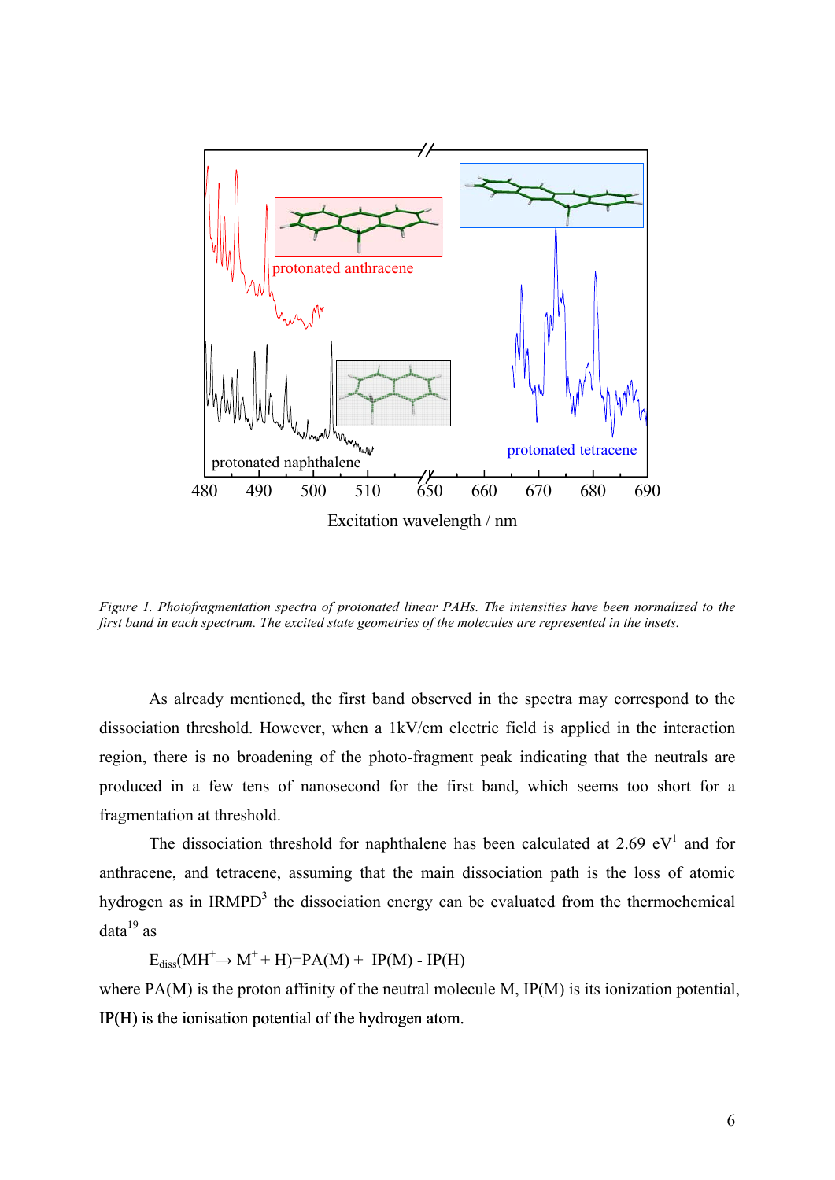*Figure 1. Photofragmentation spectra of protonated linear PAHs. The intensities have been normalized to the first band in each spectrum. The excited state geometries of the molecules are represented in the insets.*

As already mentioned, the first band observed in the spectra may correspond to the dissociation threshold. However, when a 1kV/cm electric field is applied in the interaction region, there is no broadening of the photo-fragment peak indicating that the neutrals are produced in a few tens of nanosecond for the first band, which seems too short for a fragmentation at threshold.

The dissociation threshold for naphthalene has been calculated at 2.69 eV[1] and for anthracene, and tetracene, assuming that the main dissociation path is the loss of atomic hydrogen as in IRMPD[3] the dissociation energy can be evaluated from the thermochemical data[19] as

$$E_{diss}(MH^+ \rightarrow M^+ + H) = PA(M) + IP(M) - IP(H)$$

where PA(M) is the proton affinity of the neutral molecule M, IP(M) is its ionization potential, IP(H) is the ionisation potential of the hydrogen atom.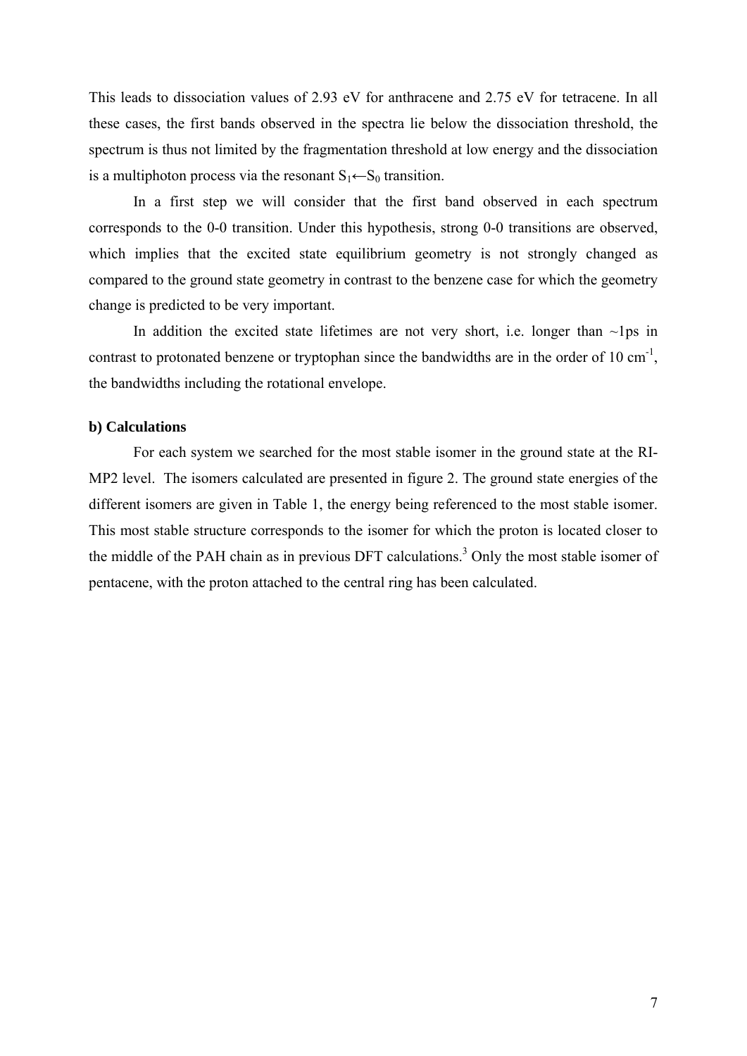This leads to dissociation values of 2.93 eV for anthracene and 2.75 eV for tetracene. In all these cases, the first bands observed in the spectra lie below the dissociation threshold, the spectrum is thus not limited by the fragmentation threshold at low energy and the dissociation is a multiphoton process via the resonant $S_1 \leftarrow S_0$ transition.

In a first step we will consider that the first band observed in each spectrum corresponds to the 0-0 transition. Under this hypothesis, strong 0-0 transitions are observed, which implies that the excited state equilibrium geometry is not strongly changed as compared to the ground state geometry in contrast to the benzene case for which the geometry change is predicted to be very important.

In addition the excited state lifetimes are not very short, i.e. longer than ~1ps in contrast to protonated benzene or tryptophan since the bandwidths are in the order of 10 $cm^{-1}$, the bandwidths including the rotational envelope.

### b) Calculations

For each system we searched for the most stable isomer in the ground state at the RI-MP2 level. The isomers calculated are presented in figure 2. The ground state energies of the different isomers are given in Table 1, the energy being referenced to the most stable isomer. This most stable structure corresponds to the isomer for which the proton is located closer to the middle of the PAH chain as in previous DFT calculations.[3] Only the most stable isomer of pentacene, with the proton attached to the central ring has been calculated.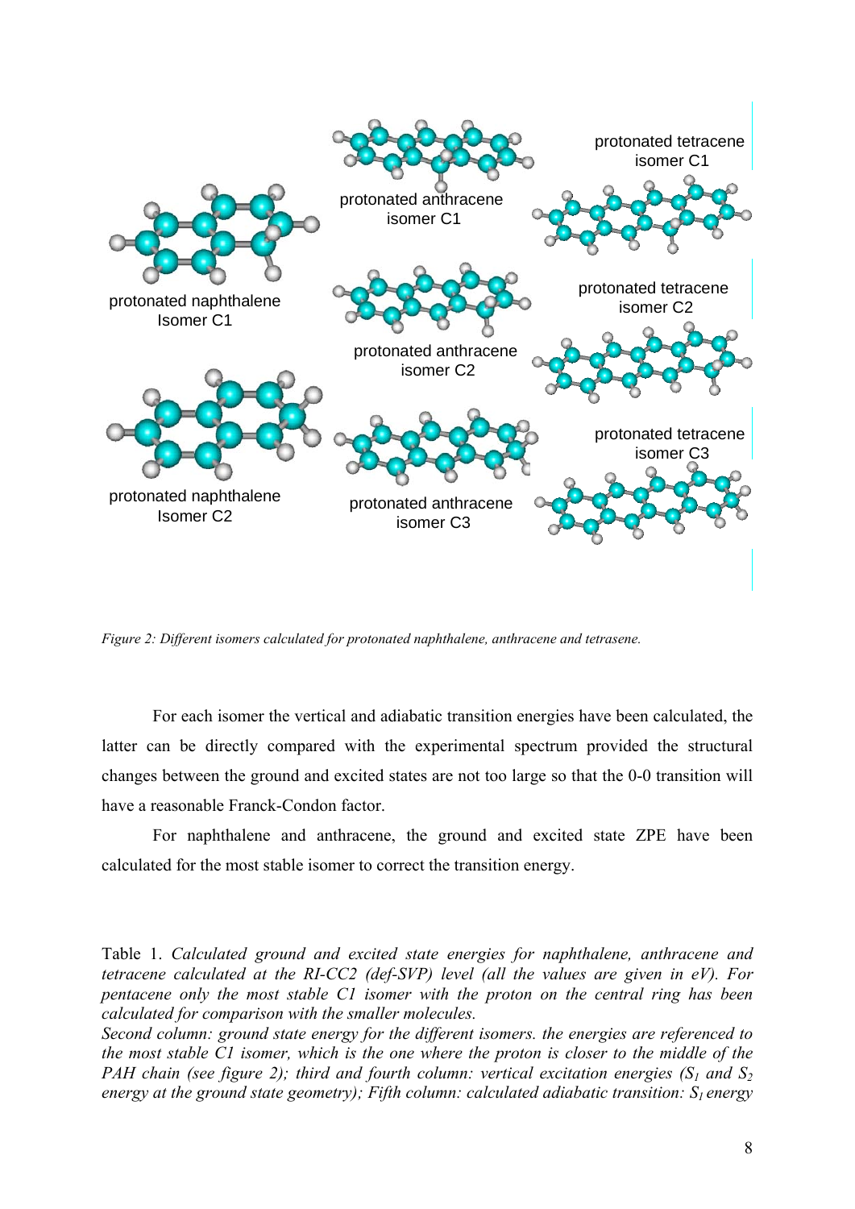Figure 2: *Different isomers calculated for protonated naphthalene, anthracene and tetrasene.*

For each isomer the vertical and adiabatic transition energies have been calculated, the latter can be directly compared with the experimental spectrum provided the structural changes between the ground and excited states are not too large so that the 0-0 transition will have a reasonable Franck-Condon factor.

For naphthalene and anthracene, the ground and excited state ZPE have been calculated for the most stable isomer to correct the transition energy.

Table 1. *Calculated ground and excited state energies for naphthalene, anthracene and tetracene calculated at the RI-CC2 (def-SVP) level (all the values are given in eV). For pentacene only the most stable C1 isomer with the proton on the central ring has been calculated for comparison with the smaller molecules.*
*Second column: ground state energy for the different isomers. the energies are referenced to the most stable C1 isomer, which is the one where the proton is closer to the middle of the PAH chain (see figure 2); third and fourth column: vertical excitation energies ($S_1$ and $S_2$ energy at the ground state geometry); Fifth column: calculated adiabatic transition: $S_1$ energy*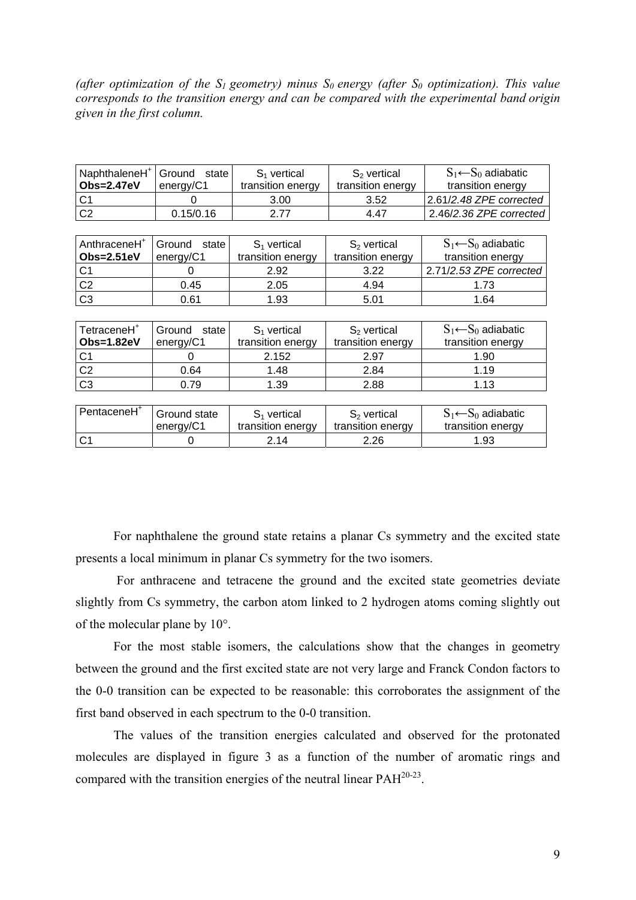*(after optimization of the $S_1$ geometry) minus $S_0$ energy (after $S_0$ optimization). This value corresponds to the transition energy and can be compared with the experimental band origin given in the first column.*

| NaphthaleneH$^+$ **Obs=2.47eV** | Ground state energy/C1 | $S_1$ vertical transition energy | $S_2$ vertical transition energy | $S_1 \leftarrow S_0$ adiabatic transition energy |
|---|---|---|---|---|
| C1 | 0 | 3.00 | 3.52 | 2.61/*2.48 ZPE corrected* |
| C2 | 0.15/0.16 | 2.77 | 4.47 | 2.46/*2.36 ZPE corrected* |

| AnthraceneH$^+$ **Obs=2.51eV** | Ground state energy/C1 | $S_1$ vertical transition energy | $S_2$ vertical transition energy | $S_1 \leftarrow S_0$ adiabatic transition energy |
|---|---|---|---|---|
| C1 | 0 | 2.92 | 3.22 | 2.71/*2.53 ZPE corrected* |
| C2 | 0.45 | 2.05 | 4.94 | 1.73 |
| C3 | 0.61 | 1.93 | 5.01 | 1.64 |

| TetraceneH$^+$ **Obs=1.82eV** | Ground state energy/C1 | $S_1$ vertical transition energy | $S_2$ vertical transition energy | $S_1 \leftarrow S_0$ adiabatic transition energy |
|---|---|---|---|---|
| C1 | 0 | 2.152 | 2.97 | 1.90 |
| C2 | 0.64 | 1.48 | 2.84 | 1.19 |
| C3 | 0.79 | 1.39 | 2.88 | 1.13 |

| PentaceneH$^+$ | Ground state energy/C1 | $S_1$ vertical transition energy | $S_2$ vertical transition energy | $S_1 \leftarrow S_0$ adiabatic transition energy |
|---|---|---|---|---|
| C1 | 0 | 2.14 | 2.26 | 1.93 |

For naphthalene the ground state retains a planar Cs symmetry and the excited state presents a local minimum in planar Cs symmetry for the two isomers.

For anthracene and tetracene the ground and the excited state geometries deviate slightly from Cs symmetry, the carbon atom linked to 2 hydrogen atoms coming slightly out of the molecular plane by 10°.

For the most stable isomers, the calculations show that the changes in geometry between the ground and the first excited state are not very large and Franck Condon factors to the 0-0 transition can be expected to be reasonable: this corroborates the assignment of the first band observed in each spectrum to the 0-0 transition.

The values of the transition energies calculated and observed for the protonated molecules are displayed in figure 3 as a function of the number of aromatic rings and compared with the transition energies of the neutral linear PAH[20-23].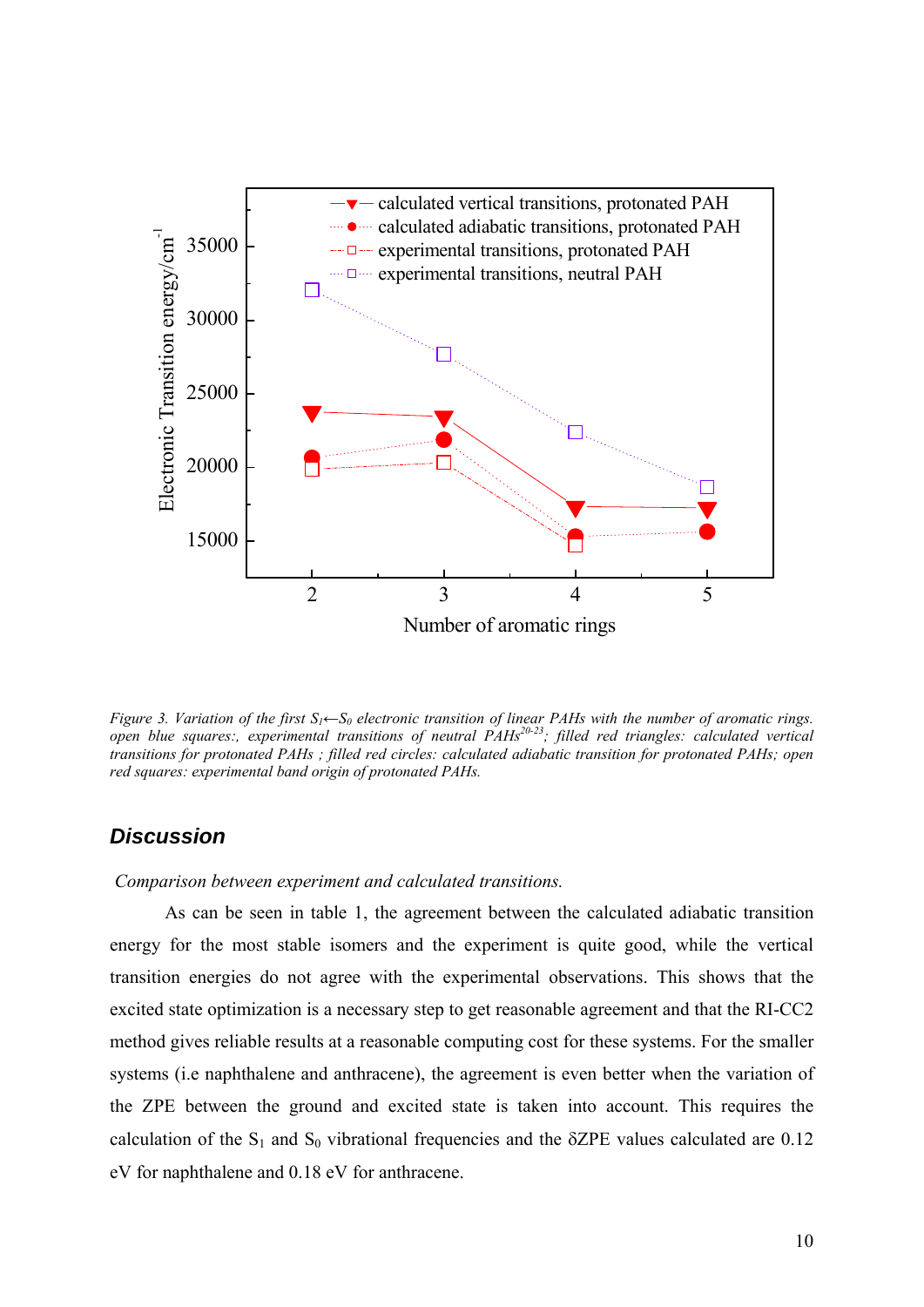*Figure 3. Variation of the first $S_1 \leftarrow S_0$ electronic transition of linear PAHs with the number of aromatic rings. open blue squares:, experimental transitions of neutral PAHs[20-23]; filled red triangles: calculated vertical transitions for protonated PAHs ; filled red circles: calculated adiabatic transition for protonated PAHs; open red squares: experimental band origin of protonated PAHs.*

## Discussion

*Comparison between experiment and calculated transitions.*

As can be seen in table 1, the agreement between the calculated adiabatic transition energy for the most stable isomers and the experiment is quite good, while the vertical transition energies do not agree with the experimental observations. This shows that the excited state optimization is a necessary step to get reasonable agreement and that the RI-CC2 method gives reliable results at a reasonable computing cost for these systems. For the smaller systems (i.e naphthalene and anthracene), the agreement is even better when the variation of the ZPE between the ground and excited state is taken into account. This requires the calculation of the $S_1$ and $S_0$ vibrational frequencies and the $\delta$ZPE values calculated are 0.12 eV for naphthalene and 0.18 eV for anthracene.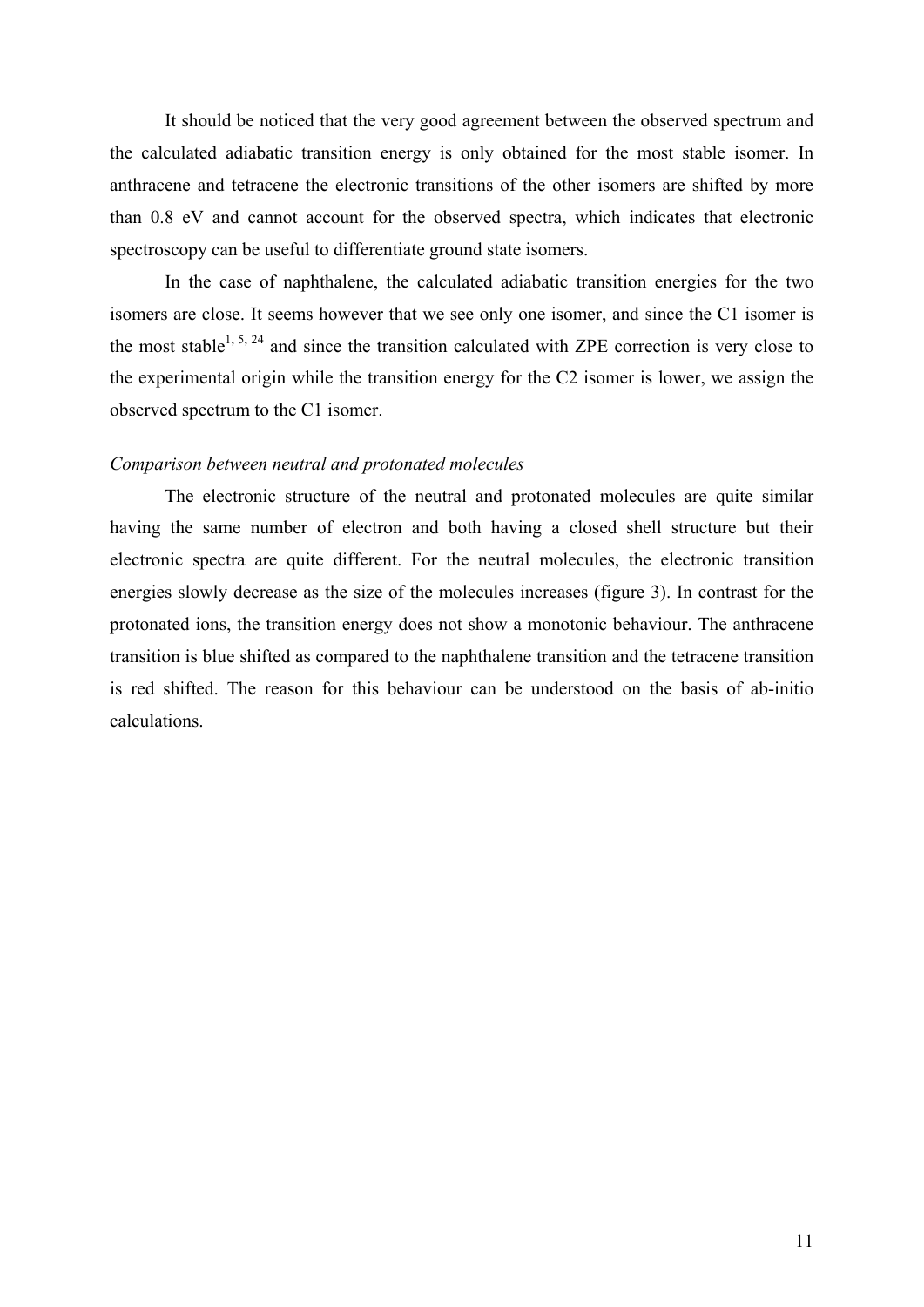It should be noticed that the very good agreement between the observed spectrum and the calculated adiabatic transition energy is only obtained for the most stable isomer. In anthracene and tetracene the electronic transitions of the other isomers are shifted by more than 0.8 eV and cannot account for the observed spectra, which indicates that electronic spectroscopy can be useful to differentiate ground state isomers.

In the case of naphthalene, the calculated adiabatic transition energies for the two isomers are close. It seems however that we see only one isomer, and since the C1 isomer is the most stable[1, 5, 24] and since the transition calculated with ZPE correction is very close to the experimental origin while the transition energy for the C2 isomer is lower, we assign the observed spectrum to the C1 isomer.

*Comparison between neutral and protonated molecules*

The electronic structure of the neutral and protonated molecules are quite similar having the same number of electron and both having a closed shell structure but their electronic spectra are quite different. For the neutral molecules, the electronic transition energies slowly decrease as the size of the molecules increases (figure 3). In contrast for the protonated ions, the transition energy does not show a monotonic behaviour. The anthracene transition is blue shifted as compared to the naphthalene transition and the tetracene transition is red shifted. The reason for this behaviour can be understood on the basis of ab-initio calculations.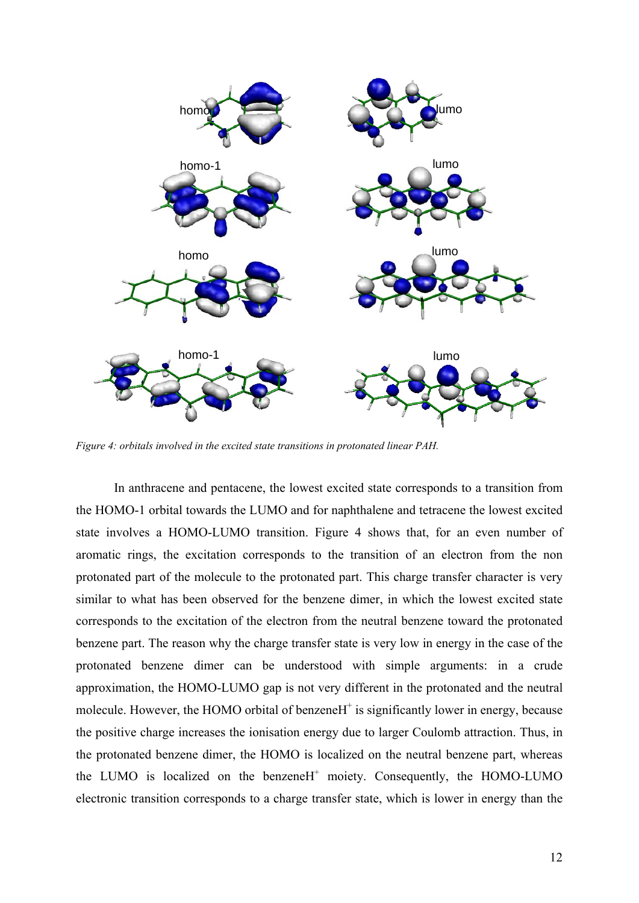*Figure 4: orbitals involved in the excited state transitions in protonated linear PAH.*

In anthracene and pentacene, the lowest excited state corresponds to a transition from the HOMO-1 orbital towards the LUMO and for naphthalene and tetracene the lowest excited state involves a HOMO-LUMO transition. Figure 4 shows that, for an even number of aromatic rings, the excitation corresponds to the transition of an electron from the non protonated part of the molecule to the protonated part. This charge transfer character is very similar to what has been observed for the benzene dimer, in which the lowest excited state corresponds to the excitation of the electron from the neutral benzene toward the protonated benzene part. The reason why the charge transfer state is very low in energy in the case of the protonated benzene dimer can be understood with simple arguments: in a crude approximation, the HOMO-LUMO gap is not very different in the protonated and the neutral molecule. However, the HOMO orbital of benzene$H^+$ is significantly lower in energy, because the positive charge increases the ionisation energy due to larger Coulomb attraction. Thus, in the protonated benzene dimer, the HOMO is localized on the neutral benzene part, whereas the LUMO is localized on the benzene$H^+$ moiety. Consequently, the HOMO-LUMO electronic transition corresponds to a charge transfer state, which is lower in energy than the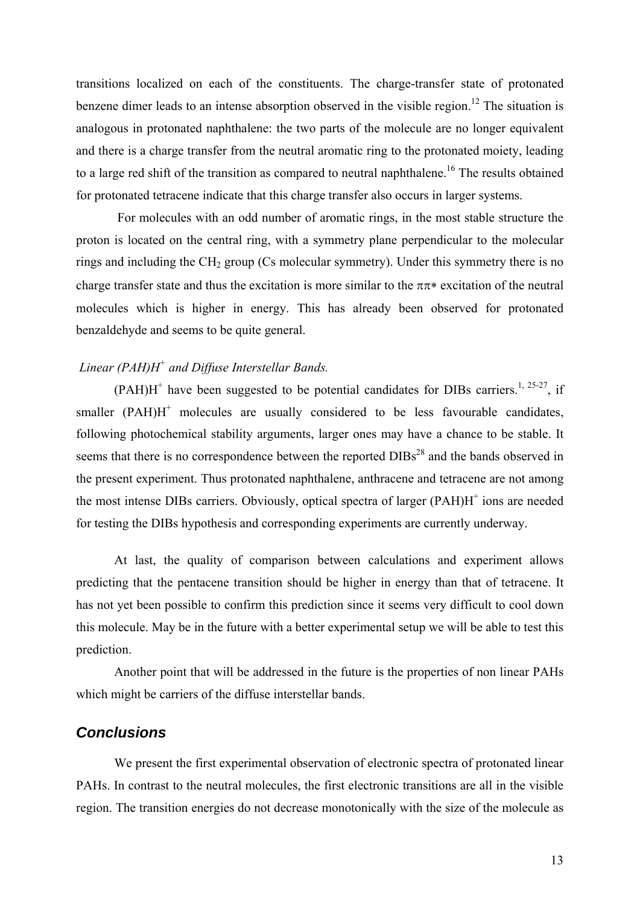transitions localized on each of the constituents. The charge-transfer state of protonated benzene dimer leads to an intense absorption observed in the visible region.[12] The situation is analogous in protonated naphthalene: the two parts of the molecule are no longer equivalent and there is a charge transfer from the neutral aromatic ring to the protonated moiety, leading to a large red shift of the transition as compared to neutral naphthalene.[16] The results obtained for protonated tetracene indicate that this charge transfer also occurs in larger systems.

For molecules with an odd number of aromatic rings, in the most stable structure the proton is located on the central ring, with a symmetry plane perpendicular to the molecular rings and including the $CH_2$ group (Cs molecular symmetry). Under this symmetry there is no charge transfer state and thus the excitation is more similar to the $\pi\pi*$ excitation of the neutral molecules which is higher in energy. This has already been observed for protonated benzaldehyde and seems to be quite general.

*Linear $(PAH)H^+$ and Diffuse Interstellar Bands.*

$(PAH)H^+$ have been suggested to be potential candidates for DIBs carriers.[1, 25-27], if smaller $(PAH)H^+$ molecules are usually considered to be less favourable candidates, following photochemical stability arguments, larger ones may have a chance to be stable. It seems that there is no correspondence between the reported DIBs[28] and the bands observed in the present experiment. Thus protonated naphthalene, anthracene and tetracene are not among the most intense DIBs carriers. Obviously, optical spectra of larger $(PAH)H^+$ ions are needed for testing the DIBs hypothesis and corresponding experiments are currently underway.

At last, the quality of comparison between calculations and experiment allows predicting that the pentacene transition should be higher in energy than that of tetracene. It has not yet been possible to confirm this prediction since it seems very difficult to cool down this molecule. May be in the future with a better experimental setup we will be able to test this prediction.

Another point that will be addressed in the future is the properties of non linear PAHs which might be carriers of the diffuse interstellar bands.

## Conclusions

We present the first experimental observation of electronic spectra of protonated linear PAHs. In contrast to the neutral molecules, the first electronic transitions are all in the visible region. The transition energies do not decrease monotonically with the size of the molecule as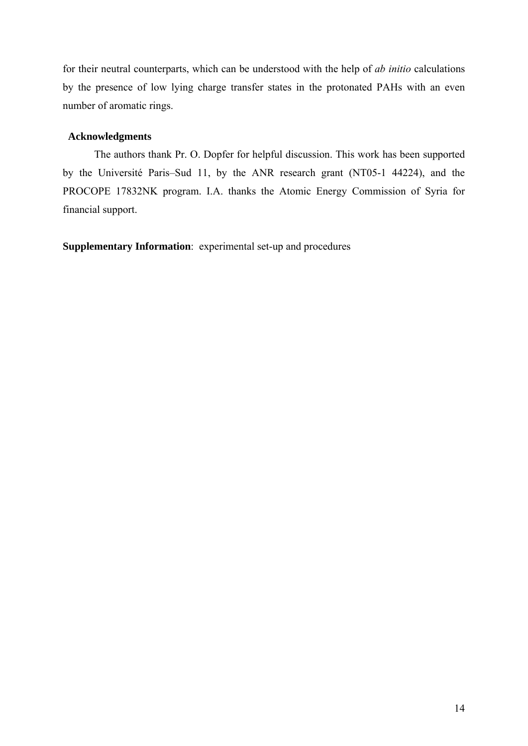for their neutral counterparts, which can be understood with the help of *ab initio* calculations by the presence of low lying charge transfer states in the protonated PAHs with an even number of aromatic rings.

## Acknowledgments

The authors thank Pr. O. Dopfer for helpful discussion. This work has been supported by the Université Paris–Sud 11, by the ANR research grant (NT05-1 44224), and the PROCOPE 17832NK program. I.A. thanks the Atomic Energy Commission of Syria for financial support.

**Supplementary Information**: experimental set-up and procedures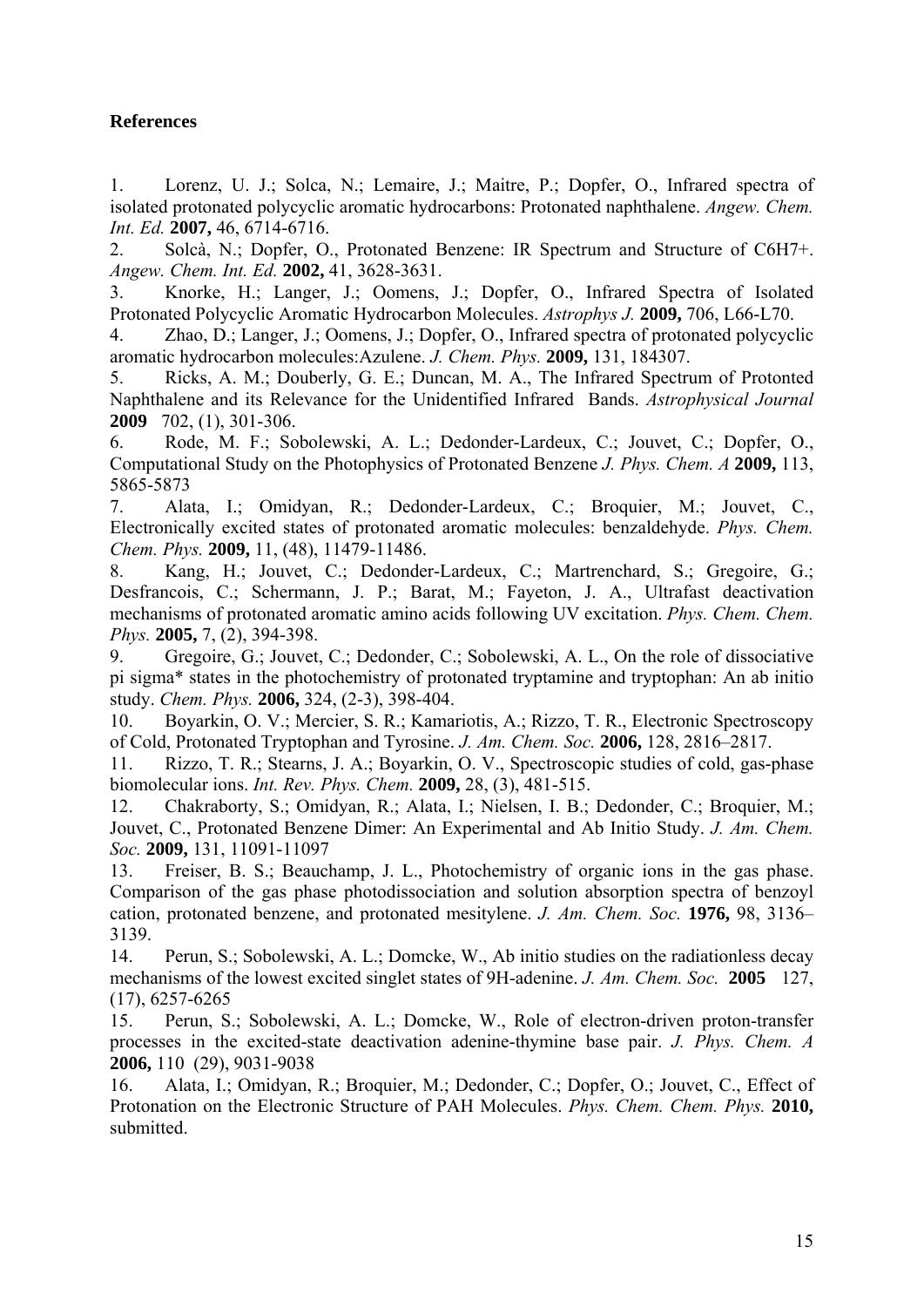# References

1. Lorenz, U. J.; Solca, N.; Lemaire, J.; Maitre, P.; Dopfer, O., Infrared spectra of isolated protonated polycyclic aromatic hydrocarbons: Protonated naphthalene. *Angew. Chem. Int. Ed.* **2007,** 46, 6714-6716.
2. Solcà, N.; Dopfer, O., Protonated Benzene: IR Spectrum and Structure of C6H7+. *Angew. Chem. Int. Ed.* **2002,** 41, 3628-3631.
3. Knorke, H.; Langer, J.; Oomens, J.; Dopfer, O., Infrared Spectra of Isolated Protonated Polycyclic Aromatic Hydrocarbon Molecules. *Astrophys J.* **2009,** 706, L66-L70.
4. Zhao, D.; Langer, J.; Oomens, J.; Dopfer, O., Infrared spectra of protonated polycyclic aromatic hydrocarbon molecules:Azulene. *J. Chem. Phys.* **2009,** 131, 184307.
5. Ricks, A. M.; Douberly, G. E.; Duncan, M. A., The Infrared Spectrum of Protonted Naphthalene and its Relevance for the Unidentified Infrared Bands. *Astrophysical Journal* **2009** 702, (1), 301-306.
6. Rode, M. F.; Sobolewski, A. L.; Dedonder-Lardeux, C.; Jouvet, C.; Dopfer, O., Computational Study on the Photophysics of Protonated Benzene *J. Phys. Chem. A* **2009,** 113, 5865-5873
7. Alata, I.; Omidyan, R.; Dedonder-Lardeux, C.; Broquier, M.; Jouvet, C., Electronically excited states of protonated aromatic molecules: benzaldehyde. *Phys. Chem. Chem. Phys.* **2009,** 11, (48), 11479-11486.
8. Kang, H.; Jouvet, C.; Dedonder-Lardeux, C.; Martrenchard, S.; Gregoire, G.; Desfrancois, C.; Schermann, J. P.; Barat, M.; Fayeton, J. A., Ultrafast deactivation mechanisms of protonated aromatic amino acids following UV excitation. *Phys. Chem. Chem. Phys.* **2005,** 7, (2), 394-398.
9. Gregoire, G.; Jouvet, C.; Dedonder, C.; Sobolewski, A. L., On the role of dissociative pi sigma* states in the photochemistry of protonated tryptamine and tryptophan: An ab initio study. *Chem. Phys.* **2006,** 324, (2-3), 398-404.
10. Boyarkin, O. V.; Mercier, S. R.; Kamariotis, A.; Rizzo, T. R., Electronic Spectroscopy of Cold, Protonated Tryptophan and Tyrosine. *J. Am. Chem. Soc.* **2006,** 128, 2816–2817.
11. Rizzo, T. R.; Stearns, J. A.; Boyarkin, O. V., Spectroscopic studies of cold, gas-phase biomolecular ions. *Int. Rev. Phys. Chem.* **2009,** 28, (3), 481-515.
12. Chakraborty, S.; Omidyan, R.; Alata, I.; Nielsen, I. B.; Dedonder, C.; Broquier, M.; Jouvet, C., Protonated Benzene Dimer: An Experimental and Ab Initio Study. *J. Am. Chem. Soc.* **2009,** 131, 11091-11097
13. Freiser, B. S.; Beauchamp, J. L., Photochemistry of organic ions in the gas phase. Comparison of the gas phase photodissociation and solution absorption spectra of benzoyl cation, protonated benzene, and protonated mesitylene. *J. Am. Chem. Soc.* **1976,** 98, 3136–3139.
14. Perun, S.; Sobolewski, A. L.; Domcke, W., Ab initio studies on the radiationless decay mechanisms of the lowest excited singlet states of 9H-adenine. *J. Am. Chem. Soc.* **2005** 127, (17), 6257-6265
15. Perun, S.; Sobolewski, A. L.; Domcke, W., Role of electron-driven proton-transfer processes in the excited-state deactivation adenine-thymine base pair. *J. Phys. Chem. A* **2006,** 110 (29), 9031-9038
16. Alata, I.; Omidyan, R.; Broquier, M.; Dedonder, C.; Dopfer, O.; Jouvet, C., Effect of Protonation on the Electronic Structure of PAH Molecules. *Phys. Chem. Chem. Phys.* **2010,** submitted.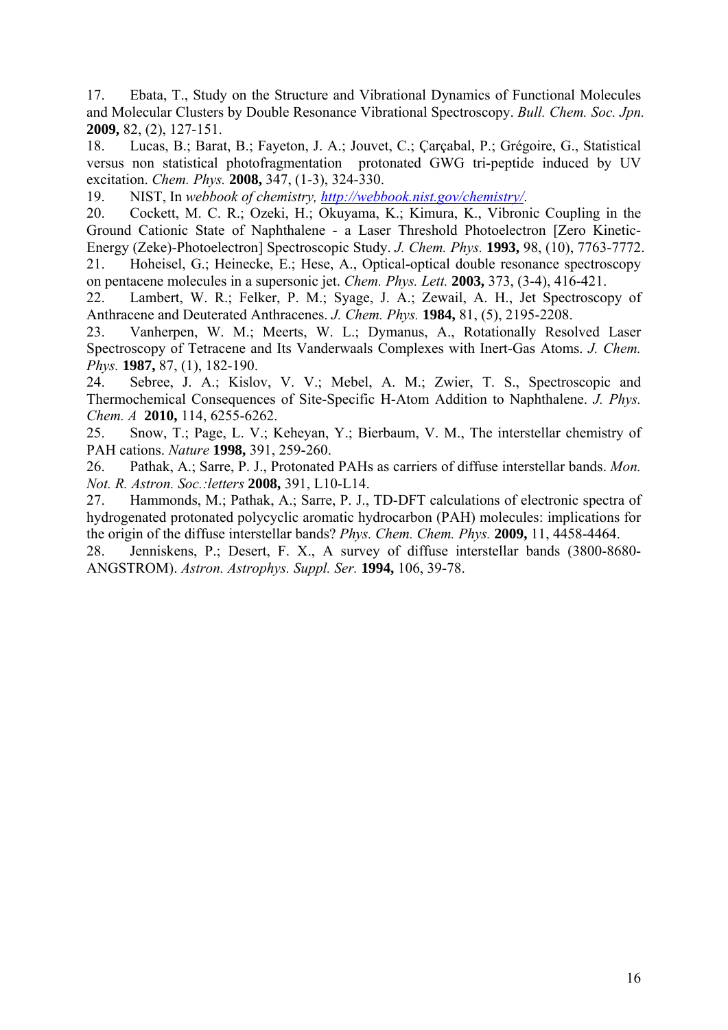17. Ebata, T., Study on the Structure and Vibrational Dynamics of Functional Molecules and Molecular Clusters by Double Resonance Vibrational Spectroscopy. *Bull. Chem. Soc. Jpn.* **2009,** 82, (2), 127-151.

18. Lucas, B.; Barat, B.; Fayeton, J. A.; Jouvet, C.; Çarçabal, P.; Grégoire, G., Statistical versus non statistical photofragmentation protonated GWG tri-peptide induced by UV excitation. *Chem. Phys.* **2008,** 347, (1-3), 324-330.

19. NIST, In *webbook of chemistry, http://webbook.nist.gov/chemistry/*.

20. Cockett, M. C. R.; Ozeki, H.; Okuyama, K.; Kimura, K., Vibronic Coupling in the Ground Cationic State of Naphthalene - a Laser Threshold Photoelectron [Zero Kinetic-Energy (Zeke)-Photoelectron] Spectroscopic Study. *J. Chem. Phys.* **1993,** 98, (10), 7763-7772.

21. Hoheisel, G.; Heinecke, E.; Hese, A., Optical-optical double resonance spectroscopy on pentacene molecules in a supersonic jet. *Chem. Phys. Lett.* **2003,** 373, (3-4), 416-421.

22. Lambert, W. R.; Felker, P. M.; Syage, J. A.; Zewail, A. H., Jet Spectroscopy of Anthracene and Deuterated Anthracenes. *J. Chem. Phys.* **1984,** 81, (5), 2195-2208.

23. Vanherpen, W. M.; Meerts, W. L.; Dymanus, A., Rotationally Resolved Laser Spectroscopy of Tetracene and Its Vanderwaals Complexes with Inert-Gas Atoms. *J. Chem. Phys.* **1987,** 87, (1), 182-190.

24. Sebree, J. A.; Kislov, V. V.; Mebel, A. M.; Zwier, T. S., Spectroscopic and Thermochemical Consequences of Site-Specific H-Atom Addition to Naphthalene. *J. Phys. Chem. A* **2010,** 114, 6255-6262.

25. Snow, T.; Page, L. V.; Keheyan, Y.; Bierbaum, V. M., The interstellar chemistry of PAH cations. *Nature* **1998,** 391, 259-260.

26. Pathak, A.; Sarre, P. J., Protonated PAHs as carriers of diffuse interstellar bands. *Mon. Not. R. Astron. Soc.:letters* **2008,** 391, L10-L14.

27. Hammonds, M.; Pathak, A.; Sarre, P. J., TD-DFT calculations of electronic spectra of hydrogenated protonated polycyclic aromatic hydrocarbon (PAH) molecules: implications for the origin of the diffuse interstellar bands? *Phys. Chem. Chem. Phys.* **2009,** 11, 4458-4464.

28. Jenniskens, P.; Desert, F. X., A survey of diffuse interstellar bands (3800-8680-ANGSTROM). *Astron. Astrophys. Suppl. Ser.* **1994,** 106, 39-78.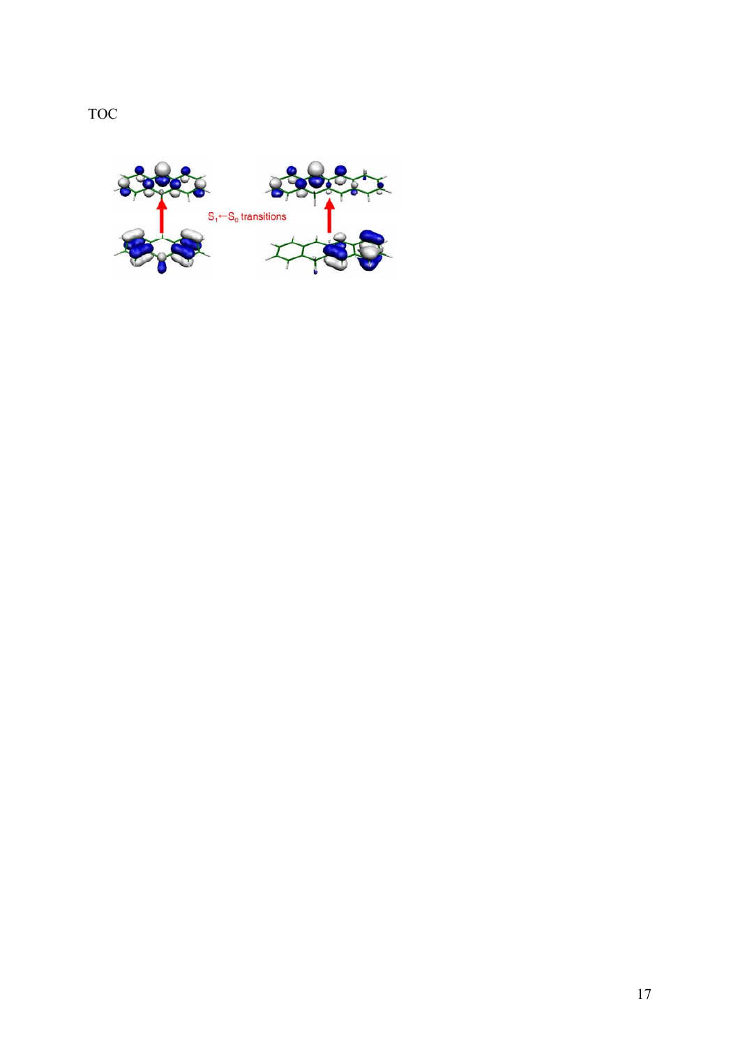TOC

$S_1 \leftarrow S_0$ transitions